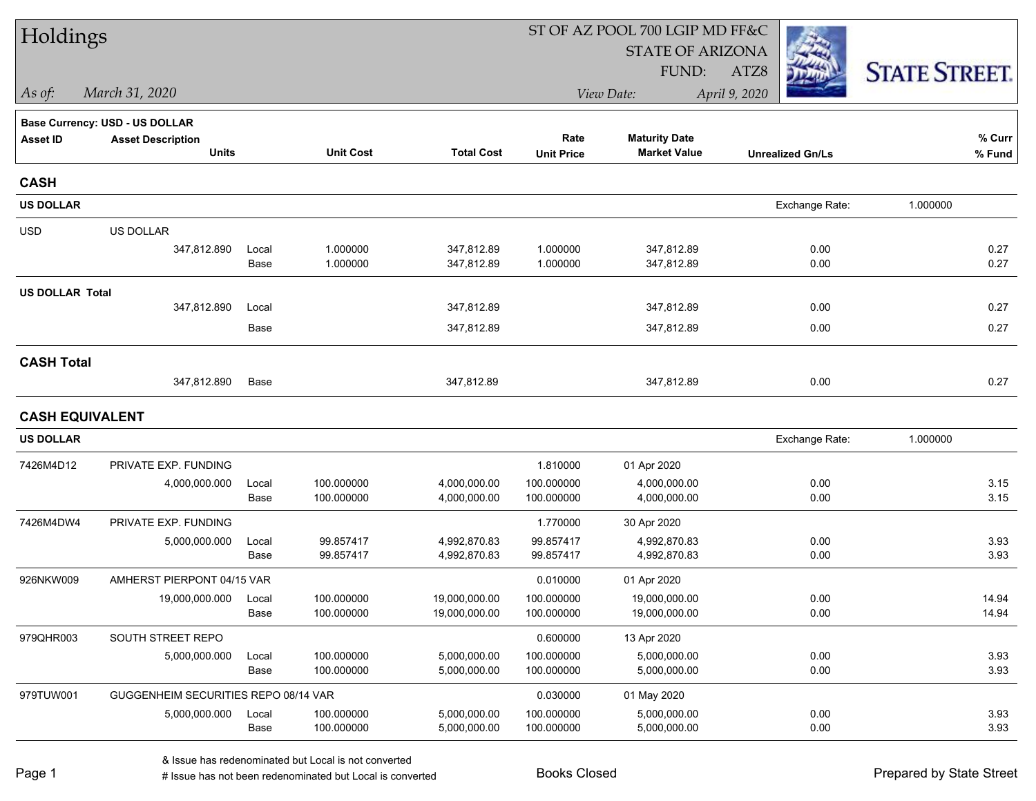# Holdings

ST OF AZ POOL 700 LGIP MD FF&C
STATE OF ARIZONA
FUND: ATZ8

*As of:* *March 31, 2020*

*View Date:* *April 9, 2020*

STATE STREET.

**Base Currency: USD - US DOLLAR**

| Asset ID | Asset Description / Units | | Unit Cost | Total Cost | Rate / Unit Price | Maturity Date / Market Value | Unrealized Gn/Ls | % Curr / % Fund |
|---|---|---|---|---|---|---|---|---|
| **CASH** | | | | | | | | |
| **US DOLLAR** | | | | | | | Exchange Rate: 1.000000 | |
| USD | US DOLLAR | | | | | | | |
| | 347,812.890 | Local | 1.000000 | 347,812.89 | 1.000000 | 347,812.89 | 0.00 | 0.27 |
| | | Base | 1.000000 | 347,812.89 | 1.000000 | 347,812.89 | 0.00 | 0.27 |
| **US DOLLAR Total** | | | | | | | | |
| | 347,812.890 | Local | | 347,812.89 | | 347,812.89 | 0.00 | 0.27 |
| | | Base | | 347,812.89 | | 347,812.89 | 0.00 | 0.27 |
| **CASH Total** | | | | | | | | |
| | 347,812.890 | Base | | 347,812.89 | | 347,812.89 | 0.00 | 0.27 |
| **CASH EQUIVALENT** | | | | | | | | |
| **US DOLLAR** | | | | | | | Exchange Rate: 1.000000 | |
| 7426M4D12 | PRIVATE EXP. FUNDING | | | | 1.810000 | 01 Apr 2020 | | |
| | 4,000,000.000 | Local | 100.000000 | 4,000,000.00 | 100.000000 | 4,000,000.00 | 0.00 | 3.15 |
| | | Base | 100.000000 | 4,000,000.00 | 100.000000 | 4,000,000.00 | 0.00 | 3.15 |
| 7426M4DW4 | PRIVATE EXP. FUNDING | | | | 1.770000 | 30 Apr 2020 | | |
| | 5,000,000.000 | Local | 99.857417 | 4,992,870.83 | 99.857417 | 4,992,870.83 | 0.00 | 3.93 |
| | | Base | 99.857417 | 4,992,870.83 | 99.857417 | 4,992,870.83 | 0.00 | 3.93 |
| 926NKW009 | AMHERST PIERPONT 04/15 VAR | | | | 0.010000 | 01 Apr 2020 | | |
| | 19,000,000.000 | Local | 100.000000 | 19,000,000.00 | 100.000000 | 19,000,000.00 | 0.00 | 14.94 |
| | | Base | 100.000000 | 19,000,000.00 | 100.000000 | 19,000,000.00 | 0.00 | 14.94 |
| 979QHR003 | SOUTH STREET REPO | | | | 0.600000 | 13 Apr 2020 | | |
| | 5,000,000.000 | Local | 100.000000 | 5,000,000.00 | 100.000000 | 5,000,000.00 | 0.00 | 3.93 |
| | | Base | 100.000000 | 5,000,000.00 | 100.000000 | 5,000,000.00 | 0.00 | 3.93 |
| 979TUW001 | GUGGENHEIM SECURITIES REPO 08/14 VAR | | | | 0.030000 | 01 May 2020 | | |
| | 5,000,000.000 | Local | 100.000000 | 5,000,000.00 | 100.000000 | 5,000,000.00 | 0.00 | 3.93 |
| | | Base | 100.000000 | 5,000,000.00 | 100.000000 | 5,000,000.00 | 0.00 | 3.93 |

& Issue has redenominated but Local is not converted
# Issue has not been redenominated but Local is converted

Books Closed

Prepared by State Street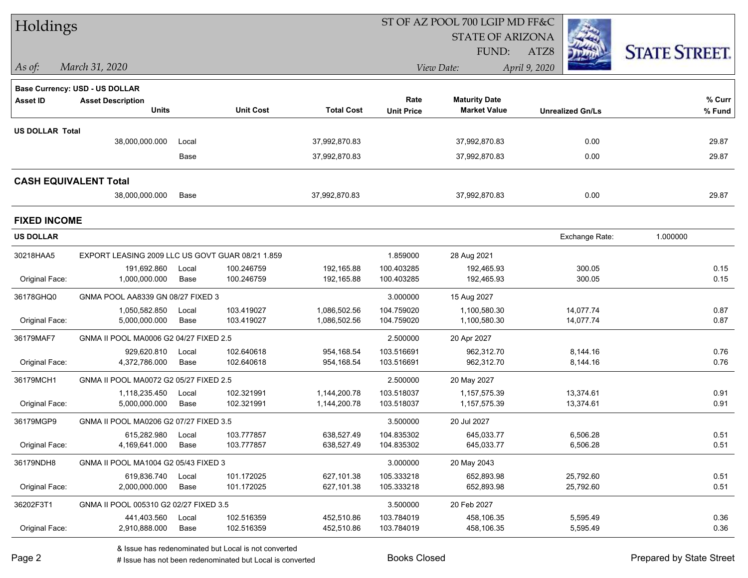# Holdings

ST OF AZ POOL 700 LGIP MD FF&C
STATE OF ARIZONA
FUND: ATZ8

*As of:* *March 31, 2020*
*View Date:* *April 9, 2020*

**Base Currency: USD - US DOLLAR**

| Asset ID | Asset Description / Units | | Unit Cost | Total Cost | Rate / Unit Price | Maturity Date / Market Value | Unrealized Gn/Ls | % Curr / % Fund |
|---|---|---|---|---|---|---|---|---|
| **US DOLLAR Total** | | | | | | | | |
| | 38,000,000.000 | Local | | 37,992,870.83 | | 37,992,870.83 | 0.00 | 29.87 |
| | | Base | | 37,992,870.83 | | 37,992,870.83 | 0.00 | 29.87 |
| **CASH EQUIVALENT Total** | | | | | | | | |
| | 38,000,000.000 | Base | | 37,992,870.83 | | 37,992,870.83 | 0.00 | 29.87 |

## FIXED INCOME

**US DOLLAR** — Exchange Rate: 1.000000

| Asset ID | Asset Description / Units | | Unit Cost | Total Cost | Rate / Unit Price | Maturity Date / Market Value | Unrealized Gn/Ls | % Curr / % Fund |
|---|---|---|---|---|---|---|---|---|
| 30218HAA5 | EXPORT LEASING 2009 LLC US GOVT GUAR 08/21 1.859 | | | | 1.859000 | 28 Aug 2021 | | |
| | 191,692.860 | Local | 100.246759 | 192,165.88 | 100.403285 | 192,465.93 | 300.05 | 0.15 |
| Original Face: | 1,000,000.000 | Base | 100.246759 | 192,165.88 | 100.403285 | 192,465.93 | 300.05 | 0.15 |
| 36178GHQ0 | GNMA POOL AA8339 GN 08/27 FIXED 3 | | | | 3.000000 | 15 Aug 2027 | | |
| | 1,050,582.850 | Local | 103.419027 | 1,086,502.56 | 104.759020 | 1,100,580.30 | 14,077.74 | 0.87 |
| Original Face: | 5,000,000.000 | Base | 103.419027 | 1,086,502.56 | 104.759020 | 1,100,580.30 | 14,077.74 | 0.87 |
| 36179MAF7 | GNMA II POOL MA0006 G2 04/27 FIXED 2.5 | | | | 2.500000 | 20 Apr 2027 | | |
| | 929,620.810 | Local | 102.640618 | 954,168.54 | 103.516691 | 962,312.70 | 8,144.16 | 0.76 |
| Original Face: | 4,372,786.000 | Base | 102.640618 | 954,168.54 | 103.516691 | 962,312.70 | 8,144.16 | 0.76 |
| 36179MCH1 | GNMA II POOL MA0072 G2 05/27 FIXED 2.5 | | | | 2.500000 | 20 May 2027 | | |
| | 1,118,235.450 | Local | 102.321991 | 1,144,200.78 | 103.518037 | 1,157,575.39 | 13,374.61 | 0.91 |
| Original Face: | 5,000,000.000 | Base | 102.321991 | 1,144,200.78 | 103.518037 | 1,157,575.39 | 13,374.61 | 0.91 |
| 36179MGP9 | GNMA II POOL MA0206 G2 07/27 FIXED 3.5 | | | | 3.500000 | 20 Jul 2027 | | |
| | 615,282.980 | Local | 103.777857 | 638,527.49 | 104.835302 | 645,033.77 | 6,506.28 | 0.51 |
| Original Face: | 4,169,641.000 | Base | 103.777857 | 638,527.49 | 104.835302 | 645,033.77 | 6,506.28 | 0.51 |
| 36179NDH8 | GNMA II POOL MA1004 G2 05/43 FIXED 3 | | | | 3.000000 | 20 May 2043 | | |
| | 619,836.740 | Local | 101.172025 | 627,101.38 | 105.333218 | 652,893.98 | 25,792.60 | 0.51 |
| Original Face: | 2,000,000.000 | Base | 101.172025 | 627,101.38 | 105.333218 | 652,893.98 | 25,792.60 | 0.51 |
| 36202F3T1 | GNMA II POOL 005310 G2 02/27 FIXED 3.5 | | | | 3.500000 | 20 Feb 2027 | | |
| | 441,403.560 | Local | 102.516359 | 452,510.86 | 103.784019 | 458,106.35 | 5,595.49 | 0.36 |
| Original Face: | 2,910,888.000 | Base | 102.516359 | 452,510.86 | 103.784019 | 458,106.35 | 5,595.49 | 0.36 |

& Issue has redenominated but Local is not converted
# Issue has not been redenominated but Local is converted

Books Closed

Prepared by State Street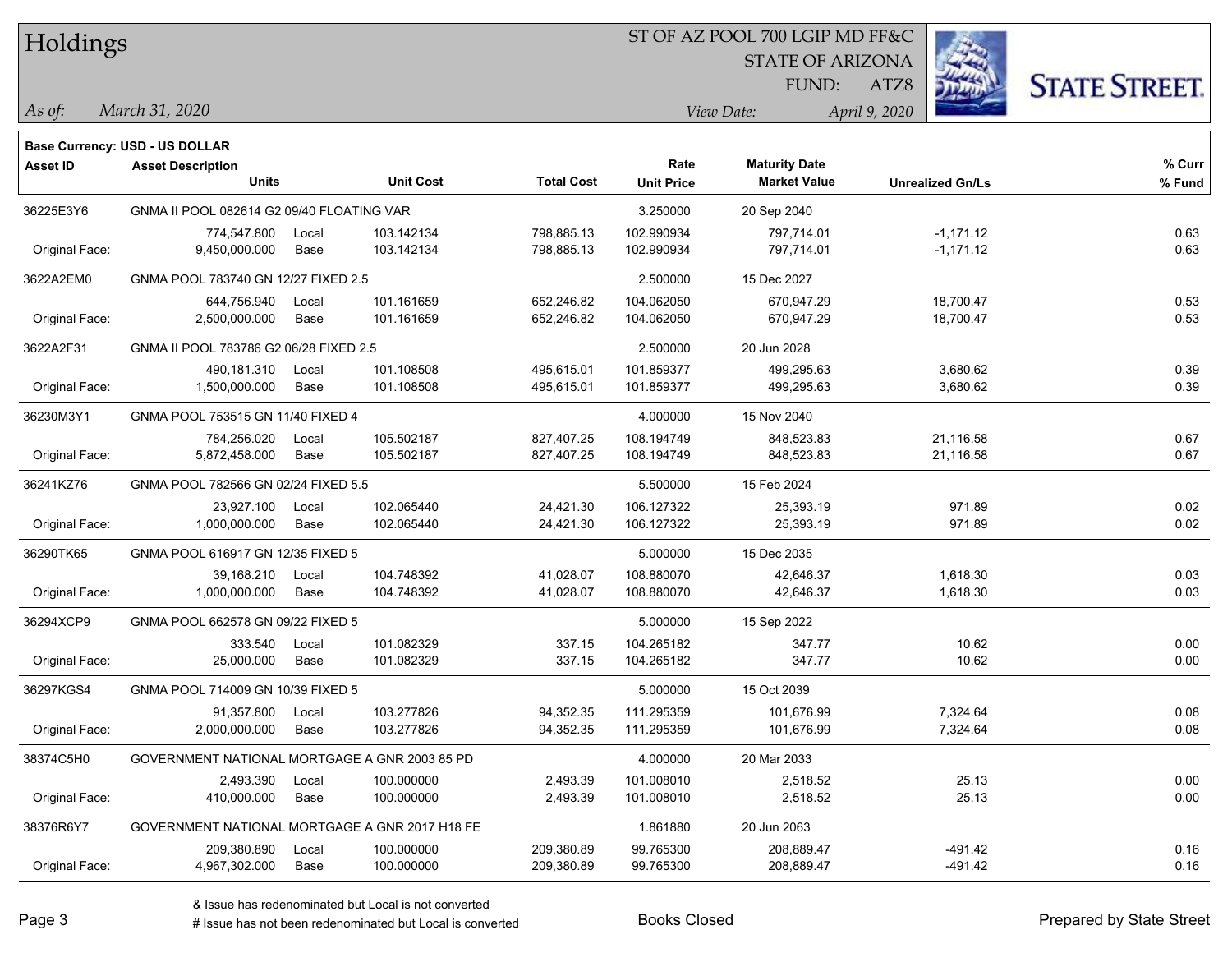# Holdings

ST OF AZ POOL 700 LGIP MD FF&C
STATE OF ARIZONA
FUND: ATZ8

*As of:* *March 31, 2020*
*View Date:* *April 9, 2020*

**Base Currency: USD - US DOLLAR**

| Asset ID | Asset Description / Units | | Unit Cost | Total Cost | Rate / Unit Price | Maturity Date / Market Value | Unrealized Gn/Ls | % Curr / % Fund |
|---|---|---|---|---|---|---|---|---|
| 36225E3Y6 | GNMA II POOL 082614 G2 09/40 FLOATING VAR | | | | 3.250000 | 20 Sep 2040 | | |
| | 774,547.800 | Local | 103.142134 | 798,885.13 | 102.990934 | 797,714.01 | -1,171.12 | 0.63 |
| Original Face: | 9,450,000.000 | Base | 103.142134 | 798,885.13 | 102.990934 | 797,714.01 | -1,171.12 | 0.63 |
| 3622A2EM0 | GNMA POOL 783740 GN 12/27 FIXED 2.5 | | | | 2.500000 | 15 Dec 2027 | | |
| | 644,756.940 | Local | 101.161659 | 652,246.82 | 104.062050 | 670,947.29 | 18,700.47 | 0.53 |
| Original Face: | 2,500,000.000 | Base | 101.161659 | 652,246.82 | 104.062050 | 670,947.29 | 18,700.47 | 0.53 |
| 3622A2F31 | GNMA II POOL 783786 G2 06/28 FIXED 2.5 | | | | 2.500000 | 20 Jun 2028 | | |
| | 490,181.310 | Local | 101.108508 | 495,615.01 | 101.859377 | 499,295.63 | 3,680.62 | 0.39 |
| Original Face: | 1,500,000.000 | Base | 101.108508 | 495,615.01 | 101.859377 | 499,295.63 | 3,680.62 | 0.39 |
| 36230M3Y1 | GNMA POOL 753515 GN 11/40 FIXED 4 | | | | 4.000000 | 15 Nov 2040 | | |
| | 784,256.020 | Local | 105.502187 | 827,407.25 | 108.194749 | 848,523.83 | 21,116.58 | 0.67 |
| Original Face: | 5,872,458.000 | Base | 105.502187 | 827,407.25 | 108.194749 | 848,523.83 | 21,116.58 | 0.67 |
| 36241KZ76 | GNMA POOL 782566 GN 02/24 FIXED 5.5 | | | | 5.500000 | 15 Feb 2024 | | |
| | 23,927.100 | Local | 102.065440 | 24,421.30 | 106.127322 | 25,393.19 | 971.89 | 0.02 |
| Original Face: | 1,000,000.000 | Base | 102.065440 | 24,421.30 | 106.127322 | 25,393.19 | 971.89 | 0.02 |
| 36290TK65 | GNMA POOL 616917 GN 12/35 FIXED 5 | | | | 5.000000 | 15 Dec 2035 | | |
| | 39,168.210 | Local | 104.748392 | 41,028.07 | 108.880070 | 42,646.37 | 1,618.30 | 0.03 |
| Original Face: | 1,000,000.000 | Base | 104.748392 | 41,028.07 | 108.880070 | 42,646.37 | 1,618.30 | 0.03 |
| 36294XCP9 | GNMA POOL 662578 GN 09/22 FIXED 5 | | | | 5.000000 | 15 Sep 2022 | | |
| | 333.540 | Local | 101.082329 | 337.15 | 104.265182 | 347.77 | 10.62 | 0.00 |
| Original Face: | 25,000.000 | Base | 101.082329 | 337.15 | 104.265182 | 347.77 | 10.62 | 0.00 |
| 36297KGS4 | GNMA POOL 714009 GN 10/39 FIXED 5 | | | | 5.000000 | 15 Oct 2039 | | |
| | 91,357.800 | Local | 103.277826 | 94,352.35 | 111.295359 | 101,676.99 | 7,324.64 | 0.08 |
| Original Face: | 2,000,000.000 | Base | 103.277826 | 94,352.35 | 111.295359 | 101,676.99 | 7,324.64 | 0.08 |
| 38374C5H0 | GOVERNMENT NATIONAL MORTGAGE A GNR 2003 85 PD | | | | 4.000000 | 20 Mar 2033 | | |
| | 2,493.390 | Local | 100.000000 | 2,493.39 | 101.008010 | 2,518.52 | 25.13 | 0.00 |
| Original Face: | 410,000.000 | Base | 100.000000 | 2,493.39 | 101.008010 | 2,518.52 | 25.13 | 0.00 |
| 38376R6Y7 | GOVERNMENT NATIONAL MORTGAGE A GNR 2017 H18 FE | | | | 1.861880 | 20 Jun 2063 | | |
| | 209,380.890 | Local | 100.000000 | 209,380.89 | 99.765300 | 208,889.47 | -491.42 | 0.16 |
| Original Face: | 4,967,302.000 | Base | 100.000000 | 209,380.89 | 99.765300 | 208,889.47 | -491.42 | 0.16 |

& Issue has redenominated but Local is not converted
# Issue has not been redenominated but Local is converted

Books Closed

Prepared by State Street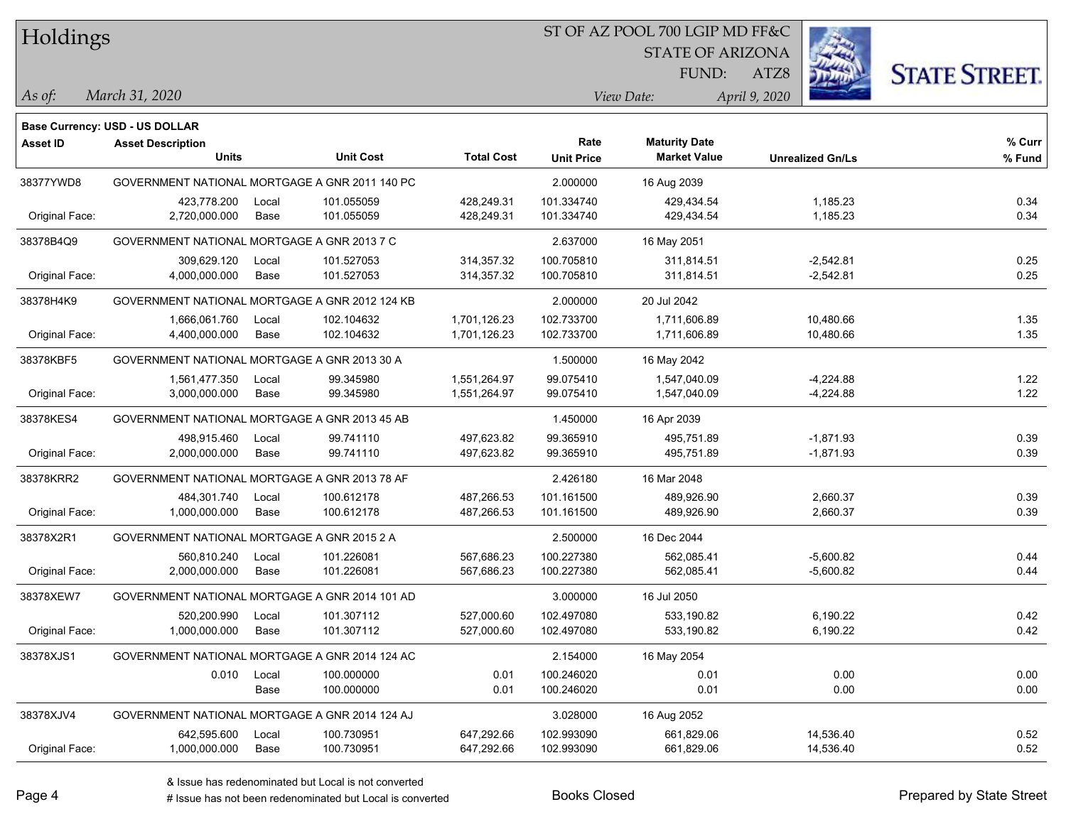# Holdings

ST OF AZ POOL 700 LGIP MD FF&C
STATE OF ARIZONA
FUND: ATZ8

*As of:* *March 31, 2020*
*View Date:* *April 9, 2020*

**Base Currency: USD - US DOLLAR**

| Asset ID | Asset Description / Units | | Unit Cost | Total Cost | Rate / Unit Price | Maturity Date / Market Value | Unrealized Gn/Ls | % Curr / % Fund |
|---|---|---|---|---|---|---|---|---|
| 38377YWD8 | GOVERNMENT NATIONAL MORTGAGE A GNR 2011 140 PC | | | | 2.000000 | 16 Aug 2039 | | |
| | 423,778.200 | Local | 101.055059 | 428,249.31 | 101.334740 | 429,434.54 | 1,185.23 | 0.34 |
| Original Face: | 2,720,000.000 | Base | 101.055059 | 428,249.31 | 101.334740 | 429,434.54 | 1,185.23 | 0.34 |
| 38378B4Q9 | GOVERNMENT NATIONAL MORTGAGE A GNR 2013 7 C | | | | 2.637000 | 16 May 2051 | | |
| | 309,629.120 | Local | 101.527053 | 314,357.32 | 100.705810 | 311,814.51 | -2,542.81 | 0.25 |
| Original Face: | 4,000,000.000 | Base | 101.527053 | 314,357.32 | 100.705810 | 311,814.51 | -2,542.81 | 0.25 |
| 38378H4K9 | GOVERNMENT NATIONAL MORTGAGE A GNR 2012 124 KB | | | | 2.000000 | 20 Jul 2042 | | |
| | 1,666,061.760 | Local | 102.104632 | 1,701,126.23 | 102.733700 | 1,711,606.89 | 10,480.66 | 1.35 |
| Original Face: | 4,400,000.000 | Base | 102.104632 | 1,701,126.23 | 102.733700 | 1,711,606.89 | 10,480.66 | 1.35 |
| 38378KBF5 | GOVERNMENT NATIONAL MORTGAGE A GNR 2013 30 A | | | | 1.500000 | 16 May 2042 | | |
| | 1,561,477.350 | Local | 99.345980 | 1,551,264.97 | 99.075410 | 1,547,040.09 | -4,224.88 | 1.22 |
| Original Face: | 3,000,000.000 | Base | 99.345980 | 1,551,264.97 | 99.075410 | 1,547,040.09 | -4,224.88 | 1.22 |
| 38378KES4 | GOVERNMENT NATIONAL MORTGAGE A GNR 2013 45 AB | | | | 1.450000 | 16 Apr 2039 | | |
| | 498,915.460 | Local | 99.741110 | 497,623.82 | 99.365910 | 495,751.89 | -1,871.93 | 0.39 |
| Original Face: | 2,000,000.000 | Base | 99.741110 | 497,623.82 | 99.365910 | 495,751.89 | -1,871.93 | 0.39 |
| 38378KRR2 | GOVERNMENT NATIONAL MORTGAGE A GNR 2013 78 AF | | | | 2.426180 | 16 Mar 2048 | | |
| | 484,301.740 | Local | 100.612178 | 487,266.53 | 101.161500 | 489,926.90 | 2,660.37 | 0.39 |
| Original Face: | 1,000,000.000 | Base | 100.612178 | 487,266.53 | 101.161500 | 489,926.90 | 2,660.37 | 0.39 |
| 38378X2R1 | GOVERNMENT NATIONAL MORTGAGE A GNR 2015 2 A | | | | 2.500000 | 16 Dec 2044 | | |
| | 560,810.240 | Local | 101.226081 | 567,686.23 | 100.227380 | 562,085.41 | -5,600.82 | 0.44 |
| Original Face: | 2,000,000.000 | Base | 101.226081 | 567,686.23 | 100.227380 | 562,085.41 | -5,600.82 | 0.44 |
| 38378XEW7 | GOVERNMENT NATIONAL MORTGAGE A GNR 2014 101 AD | | | | 3.000000 | 16 Jul 2050 | | |
| | 520,200.990 | Local | 101.307112 | 527,000.60 | 102.497080 | 533,190.82 | 6,190.22 | 0.42 |
| Original Face: | 1,000,000.000 | Base | 101.307112 | 527,000.60 | 102.497080 | 533,190.82 | 6,190.22 | 0.42 |
| 38378XJS1 | GOVERNMENT NATIONAL MORTGAGE A GNR 2014 124 AC | | | | 2.154000 | 16 May 2054 | | |
| | 0.010 | Local | 100.000000 | 0.01 | 100.246020 | 0.01 | 0.00 | 0.00 |
| | | Base | 100.000000 | 0.01 | 100.246020 | 0.01 | 0.00 | 0.00 |
| 38378XJV4 | GOVERNMENT NATIONAL MORTGAGE A GNR 2014 124 AJ | | | | 3.028000 | 16 Aug 2052 | | |
| | 642,595.600 | Local | 100.730951 | 647,292.66 | 102.993090 | 661,829.06 | 14,536.40 | 0.52 |
| Original Face: | 1,000,000.000 | Base | 100.730951 | 647,292.66 | 102.993090 | 661,829.06 | 14,536.40 | 0.52 |

& Issue has redenominated but Local is not converted
# Issue has not been redenominated but Local is converted

Books Closed

Prepared by State Street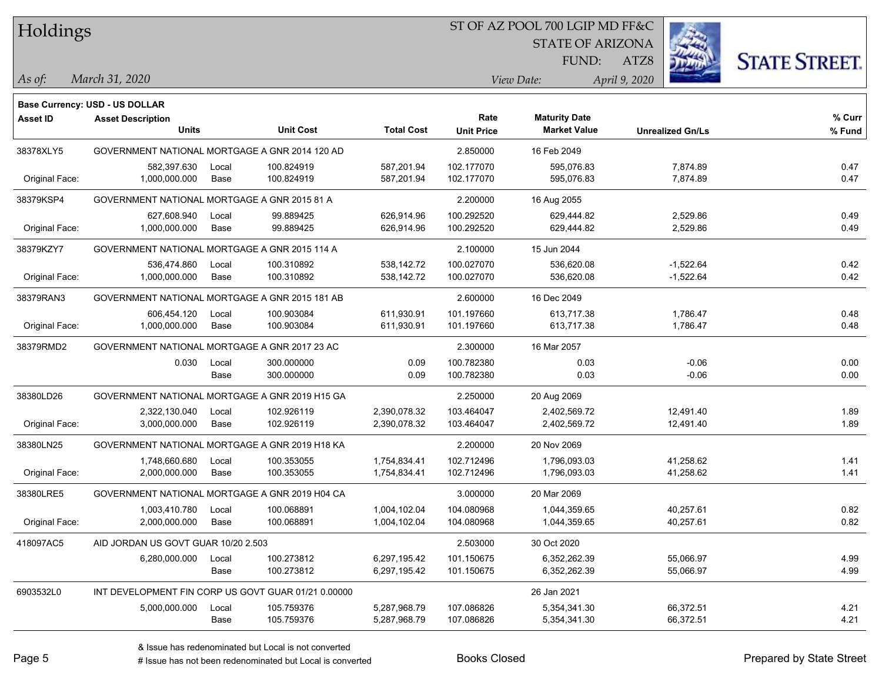# Holdings

ST OF AZ POOL 700 LGIP MD FF&C
STATE OF ARIZONA
FUND: ATZ8

*As of: March 31, 2020*

*View Date: April 9, 2020*

**Base Currency: USD - US DOLLAR**

| Asset ID | Asset Description / Units | | Unit Cost | Total Cost | Rate / Unit Price | Maturity Date / Market Value | Unrealized Gn/Ls | % Curr / % Fund |
|---|---|---|---|---|---|---|---|---|
| 38378XLY5 | GOVERNMENT NATIONAL MORTGAGE A GNR 2014 120 AD | | | | 2.850000 | 16 Feb 2049 | | |
| | 582,397.630 | Local | 100.824919 | 587,201.94 | 102.177070 | 595,076.83 | 7,874.89 | 0.47 |
| Original Face: | 1,000,000.000 | Base | 100.824919 | 587,201.94 | 102.177070 | 595,076.83 | 7,874.89 | 0.47 |
| 38379KSP4 | GOVERNMENT NATIONAL MORTGAGE A GNR 2015 81 A | | | | 2.200000 | 16 Aug 2055 | | |
| | 627,608.940 | Local | 99.889425 | 626,914.96 | 100.292520 | 629,444.82 | 2,529.86 | 0.49 |
| Original Face: | 1,000,000.000 | Base | 99.889425 | 626,914.96 | 100.292520 | 629,444.82 | 2,529.86 | 0.49 |
| 38379KZY7 | GOVERNMENT NATIONAL MORTGAGE A GNR 2015 114 A | | | | 2.100000 | 15 Jun 2044 | | |
| | 536,474.860 | Local | 100.310892 | 538,142.72 | 100.027070 | 536,620.08 | -1,522.64 | 0.42 |
| Original Face: | 1,000,000.000 | Base | 100.310892 | 538,142.72 | 100.027070 | 536,620.08 | -1,522.64 | 0.42 |
| 38379RAN3 | GOVERNMENT NATIONAL MORTGAGE A GNR 2015 181 AB | | | | 2.600000 | 16 Dec 2049 | | |
| | 606,454.120 | Local | 100.903084 | 611,930.91 | 101.197660 | 613,717.38 | 1,786.47 | 0.48 |
| Original Face: | 1,000,000.000 | Base | 100.903084 | 611,930.91 | 101.197660 | 613,717.38 | 1,786.47 | 0.48 |
| 38379RMD2 | GOVERNMENT NATIONAL MORTGAGE A GNR 2017 23 AC | | | | 2.300000 | 16 Mar 2057 | | |
| | 0.030 | Local | 300.000000 | 0.09 | 100.782380 | 0.03 | -0.06 | 0.00 |
| | | Base | 300.000000 | 0.09 | 100.782380 | 0.03 | -0.06 | 0.00 |
| 38380LD26 | GOVERNMENT NATIONAL MORTGAGE A GNR 2019 H15 GA | | | | 2.250000 | 20 Aug 2069 | | |
| | 2,322,130.040 | Local | 102.926119 | 2,390,078.32 | 103.464047 | 2,402,569.72 | 12,491.40 | 1.89 |
| Original Face: | 3,000,000.000 | Base | 102.926119 | 2,390,078.32 | 103.464047 | 2,402,569.72 | 12,491.40 | 1.89 |
| 38380LN25 | GOVERNMENT NATIONAL MORTGAGE A GNR 2019 H18 KA | | | | 2.200000 | 20 Nov 2069 | | |
| | 1,748,660.680 | Local | 100.353055 | 1,754,834.41 | 102.712496 | 1,796,093.03 | 41,258.62 | 1.41 |
| Original Face: | 2,000,000.000 | Base | 100.353055 | 1,754,834.41 | 102.712496 | 1,796,093.03 | 41,258.62 | 1.41 |
| 38380LRE5 | GOVERNMENT NATIONAL MORTGAGE A GNR 2019 H04 CA | | | | 3.000000 | 20 Mar 2069 | | |
| | 1,003,410.780 | Local | 100.068891 | 1,004,102.04 | 104.080968 | 1,044,359.65 | 40,257.61 | 0.82 |
| Original Face: | 2,000,000.000 | Base | 100.068891 | 1,004,102.04 | 104.080968 | 1,044,359.65 | 40,257.61 | 0.82 |
| 418097AC5 | AID JORDAN US GOVT GUAR 10/20 2.503 | | | | 2.503000 | 30 Oct 2020 | | |
| | 6,280,000.000 | Local | 100.273812 | 6,297,195.42 | 101.150675 | 6,352,262.39 | 55,066.97 | 4.99 |
| | | Base | 100.273812 | 6,297,195.42 | 101.150675 | 6,352,262.39 | 55,066.97 | 4.99 |
| 6903532L0 | INT DEVELOPMENT FIN CORP US GOVT GUAR 01/21 0.00000 | | | | | 26 Jan 2021 | | |
| | 5,000,000.000 | Local | 105.759376 | 5,287,968.79 | 107.086826 | 5,354,341.30 | 66,372.51 | 4.21 |
| | | Base | 105.759376 | 5,287,968.79 | 107.086826 | 5,354,341.30 | 66,372.51 | 4.21 |

& Issue has redenominated but Local is not converted
# Issue has not been redenominated but Local is converted

Books Closed

Prepared by State Street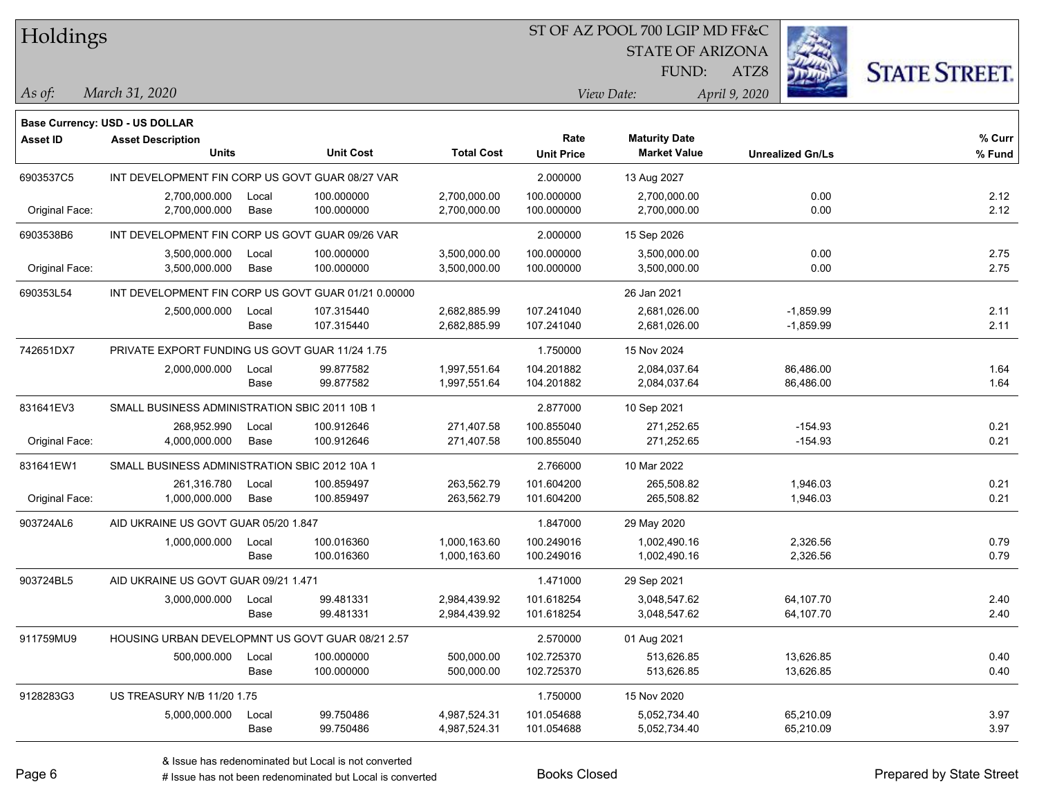# Holdings

ST OF AZ POOL 700 LGIP MD FF&C
STATE OF ARIZONA
FUND: ATZ8

*As of:* *March 31, 2020*
*View Date:* *April 9, 2020*

**Base Currency: USD - US DOLLAR**

| Asset ID | Asset Description / Units | | Unit Cost | Total Cost | Rate / Unit Price | Maturity Date / Market Value | Unrealized Gn/Ls | % Curr / % Fund |
|---|---|---|---|---|---|---|---|---|
| 6903537C5 | INT DEVELOPMENT FIN CORP US GOVT GUAR 08/27 VAR | | | | 2.000000 | 13 Aug 2027 | | |
| | 2,700,000.000 | Local | 100.000000 | 2,700,000.00 | 100.000000 | 2,700,000.00 | 0.00 | 2.12 |
| Original Face: | 2,700,000.000 | Base | 100.000000 | 2,700,000.00 | 100.000000 | 2,700,000.00 | 0.00 | 2.12 |
| 6903538B6 | INT DEVELOPMENT FIN CORP US GOVT GUAR 09/26 VAR | | | | 2.000000 | 15 Sep 2026 | | |
| | 3,500,000.000 | Local | 100.000000 | 3,500,000.00 | 100.000000 | 3,500,000.00 | 0.00 | 2.75 |
| Original Face: | 3,500,000.000 | Base | 100.000000 | 3,500,000.00 | 100.000000 | 3,500,000.00 | 0.00 | 2.75 |
| 690353L54 | INT DEVELOPMENT FIN CORP US GOVT GUAR 01/21 0.00000 | | | | | 26 Jan 2021 | | |
| | 2,500,000.000 | Local | 107.315440 | 2,682,885.99 | 107.241040 | 2,681,026.00 | -1,859.99 | 2.11 |
| | | Base | 107.315440 | 2,682,885.99 | 107.241040 | 2,681,026.00 | -1,859.99 | 2.11 |
| 742651DX7 | PRIVATE EXPORT FUNDING US GOVT GUAR 11/24 1.75 | | | | 1.750000 | 15 Nov 2024 | | |
| | 2,000,000.000 | Local | 99.877582 | 1,997,551.64 | 104.201882 | 2,084,037.64 | 86,486.00 | 1.64 |
| | | Base | 99.877582 | 1,997,551.64 | 104.201882 | 2,084,037.64 | 86,486.00 | 1.64 |
| 831641EV3 | SMALL BUSINESS ADMINISTRATION SBIC 2011 10B 1 | | | | 2.877000 | 10 Sep 2021 | | |
| | 268,952.990 | Local | 100.912646 | 271,407.58 | 100.855040 | 271,252.65 | -154.93 | 0.21 |
| Original Face: | 4,000,000.000 | Base | 100.912646 | 271,407.58 | 100.855040 | 271,252.65 | -154.93 | 0.21 |
| 831641EW1 | SMALL BUSINESS ADMINISTRATION SBIC 2012 10A 1 | | | | 2.766000 | 10 Mar 2022 | | |
| | 261,316.780 | Local | 100.859497 | 263,562.79 | 101.604200 | 265,508.82 | 1,946.03 | 0.21 |
| Original Face: | 1,000,000.000 | Base | 100.859497 | 263,562.79 | 101.604200 | 265,508.82 | 1,946.03 | 0.21 |
| 903724AL6 | AID UKRAINE US GOVT GUAR 05/20 1.847 | | | | 1.847000 | 29 May 2020 | | |
| | 1,000,000.000 | Local | 100.016360 | 1,000,163.60 | 100.249016 | 1,002,490.16 | 2,326.56 | 0.79 |
| | | Base | 100.016360 | 1,000,163.60 | 100.249016 | 1,002,490.16 | 2,326.56 | 0.79 |
| 903724BL5 | AID UKRAINE US GOVT GUAR 09/21 1.471 | | | | 1.471000 | 29 Sep 2021 | | |
| | 3,000,000.000 | Local | 99.481331 | 2,984,439.92 | 101.618254 | 3,048,547.62 | 64,107.70 | 2.40 |
| | | Base | 99.481331 | 2,984,439.92 | 101.618254 | 3,048,547.62 | 64,107.70 | 2.40 |
| 911759MU9 | HOUSING URBAN DEVELOPMNT US GOVT GUAR 08/21 2.57 | | | | 2.570000 | 01 Aug 2021 | | |
| | 500,000.000 | Local | 100.000000 | 500,000.00 | 102.725370 | 513,626.85 | 13,626.85 | 0.40 |
| | | Base | 100.000000 | 500,000.00 | 102.725370 | 513,626.85 | 13,626.85 | 0.40 |
| 9128283G3 | US TREASURY N/B 11/20 1.75 | | | | 1.750000 | 15 Nov 2020 | | |
| | 5,000,000.000 | Local | 99.750486 | 4,987,524.31 | 101.054688 | 5,052,734.40 | 65,210.09 | 3.97 |
| | | Base | 99.750486 | 4,987,524.31 | 101.054688 | 5,052,734.40 | 65,210.09 | 3.97 |

& Issue has redenominated but Local is not converted
# Issue has not been redenominated but Local is converted

Books Closed

Prepared by State Street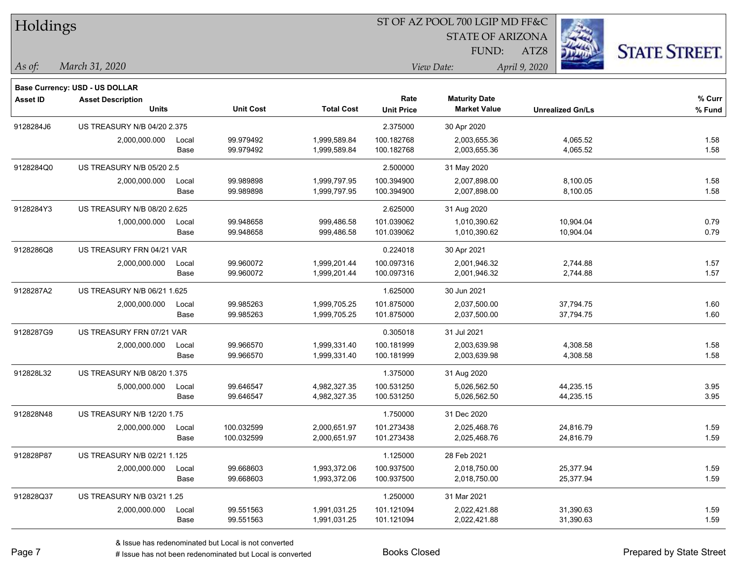# Holdings

ST OF AZ POOL 700 LGIP MD FF&C
STATE OF ARIZONA
FUND: ATZ8

*As of:* *March 31, 2020*
*View Date:* *April 9, 2020*

**Base Currency: USD - US DOLLAR**

| Asset ID | Asset Description / Units | | Unit Cost | Total Cost | Rate / Unit Price | Maturity Date / Market Value | Unrealized Gn/Ls | % Curr / % Fund |
|---|---|---|---|---|---|---|---|---|
| 9128284J6 | US TREASURY N/B 04/20 2.375 | | | | 2.375000 | 30 Apr 2020 | | |
| | 2,000,000.000 | Local | 99.979492 | 1,999,589.84 | 100.182768 | 2,003,655.36 | 4,065.52 | 1.58 |
| | | Base | 99.979492 | 1,999,589.84 | 100.182768 | 2,003,655.36 | 4,065.52 | 1.58 |
| 9128284Q0 | US TREASURY N/B 05/20 2.5 | | | | 2.500000 | 31 May 2020 | | |
| | 2,000,000.000 | Local | 99.989898 | 1,999,797.95 | 100.394900 | 2,007,898.00 | 8,100.05 | 1.58 |
| | | Base | 99.989898 | 1,999,797.95 | 100.394900 | 2,007,898.00 | 8,100.05 | 1.58 |
| 9128284Y3 | US TREASURY N/B 08/20 2.625 | | | | 2.625000 | 31 Aug 2020 | | |
| | 1,000,000.000 | Local | 99.948658 | 999,486.58 | 101.039062 | 1,010,390.62 | 10,904.04 | 0.79 |
| | | Base | 99.948658 | 999,486.58 | 101.039062 | 1,010,390.62 | 10,904.04 | 0.79 |
| 9128286Q8 | US TREASURY FRN 04/21 VAR | | | | 0.224018 | 30 Apr 2021 | | |
| | 2,000,000.000 | Local | 99.960072 | 1,999,201.44 | 100.097316 | 2,001,946.32 | 2,744.88 | 1.57 |
| | | Base | 99.960072 | 1,999,201.44 | 100.097316 | 2,001,946.32 | 2,744.88 | 1.57 |
| 9128287A2 | US TREASURY N/B 06/21 1.625 | | | | 1.625000 | 30 Jun 2021 | | |
| | 2,000,000.000 | Local | 99.985263 | 1,999,705.25 | 101.875000 | 2,037,500.00 | 37,794.75 | 1.60 |
| | | Base | 99.985263 | 1,999,705.25 | 101.875000 | 2,037,500.00 | 37,794.75 | 1.60 |
| 9128287G9 | US TREASURY FRN 07/21 VAR | | | | 0.305018 | 31 Jul 2021 | | |
| | 2,000,000.000 | Local | 99.966570 | 1,999,331.40 | 100.181999 | 2,003,639.98 | 4,308.58 | 1.58 |
| | | Base | 99.966570 | 1,999,331.40 | 100.181999 | 2,003,639.98 | 4,308.58 | 1.58 |
| 912828L32 | US TREASURY N/B 08/20 1.375 | | | | 1.375000 | 31 Aug 2020 | | |
| | 5,000,000.000 | Local | 99.646547 | 4,982,327.35 | 100.531250 | 5,026,562.50 | 44,235.15 | 3.95 |
| | | Base | 99.646547 | 4,982,327.35 | 100.531250 | 5,026,562.50 | 44,235.15 | 3.95 |
| 912828N48 | US TREASURY N/B 12/20 1.75 | | | | 1.750000 | 31 Dec 2020 | | |
| | 2,000,000.000 | Local | 100.032599 | 2,000,651.97 | 101.273438 | 2,025,468.76 | 24,816.79 | 1.59 |
| | | Base | 100.032599 | 2,000,651.97 | 101.273438 | 2,025,468.76 | 24,816.79 | 1.59 |
| 912828P87 | US TREASURY N/B 02/21 1.125 | | | | 1.125000 | 28 Feb 2021 | | |
| | 2,000,000.000 | Local | 99.668603 | 1,993,372.06 | 100.937500 | 2,018,750.00 | 25,377.94 | 1.59 |
| | | Base | 99.668603 | 1,993,372.06 | 100.937500 | 2,018,750.00 | 25,377.94 | 1.59 |
| 912828Q37 | US TREASURY N/B 03/21 1.25 | | | | 1.250000 | 31 Mar 2021 | | |
| | 2,000,000.000 | Local | 99.551563 | 1,991,031.25 | 101.121094 | 2,022,421.88 | 31,390.63 | 1.59 |
| | | Base | 99.551563 | 1,991,031.25 | 101.121094 | 2,022,421.88 | 31,390.63 | 1.59 |

& Issue has redenominated but Local is not converted
# Issue has not been redenominated but Local is converted

Books Closed

Prepared by State Street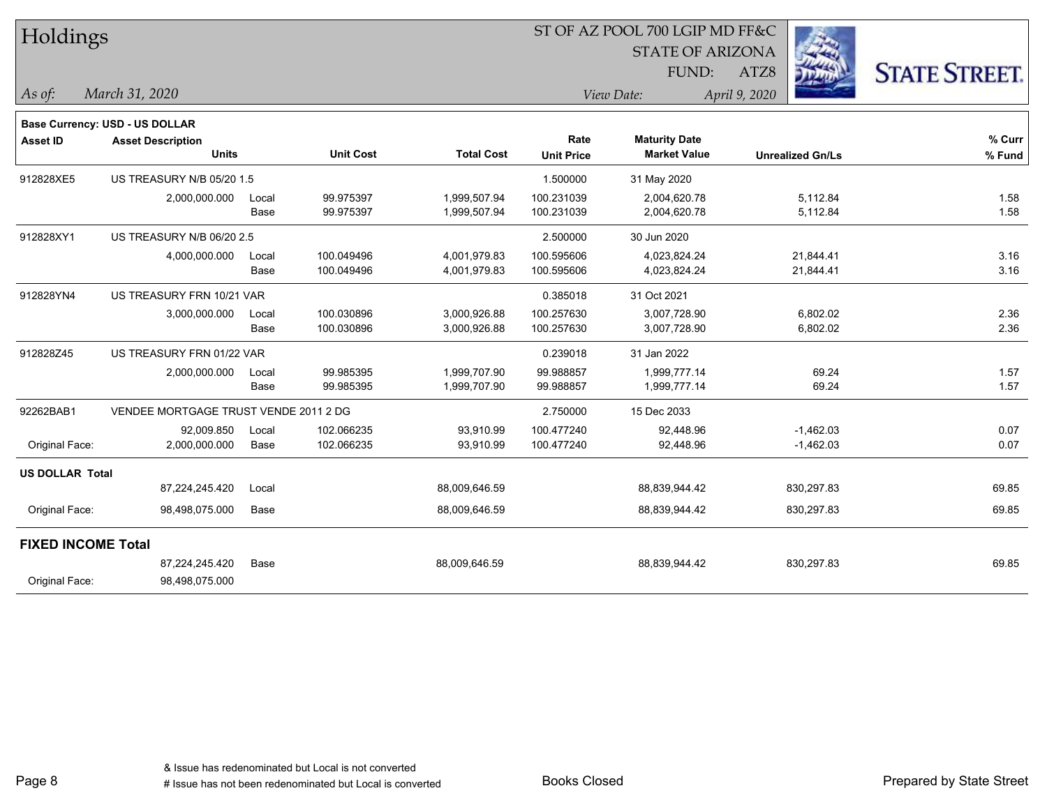# Holdings

ST OF AZ POOL 700 LGIP MD FF&C
STATE OF ARIZONA
FUND: ATZ8

*As of:* *March 31, 2020*
*View Date:* *April 9, 2020*

STATE STREET.

**Base Currency: USD - US DOLLAR**

| Asset ID | Asset Description / Units | | Unit Cost | Total Cost | Rate / Unit Price | Maturity Date / Market Value | Unrealized Gn/Ls | % Curr / % Fund |
|---|---|---|---|---|---|---|---|---|
| 912828XE5 | US TREASURY N/B 05/20 1.5 | | | | 1.500000 | 31 May 2020 | | |
| | 2,000,000.000 | Local | 99.975397 | 1,999,507.94 | 100.231039 | 2,004,620.78 | 5,112.84 | 1.58 |
| | | Base | 99.975397 | 1,999,507.94 | 100.231039 | 2,004,620.78 | 5,112.84 | 1.58 |
| 912828XY1 | US TREASURY N/B 06/20 2.5 | | | | 2.500000 | 30 Jun 2020 | | |
| | 4,000,000.000 | Local | 100.049496 | 4,001,979.83 | 100.595606 | 4,023,824.24 | 21,844.41 | 3.16 |
| | | Base | 100.049496 | 4,001,979.83 | 100.595606 | 4,023,824.24 | 21,844.41 | 3.16 |
| 912828YN4 | US TREASURY FRN 10/21 VAR | | | | 0.385018 | 31 Oct 2021 | | |
| | 3,000,000.000 | Local | 100.030896 | 3,000,926.88 | 100.257630 | 3,007,728.90 | 6,802.02 | 2.36 |
| | | Base | 100.030896 | 3,000,926.88 | 100.257630 | 3,007,728.90 | 6,802.02 | 2.36 |
| 912828Z45 | US TREASURY FRN 01/22 VAR | | | | 0.239018 | 31 Jan 2022 | | |
| | 2,000,000.000 | Local | 99.985395 | 1,999,707.90 | 99.988857 | 1,999,777.14 | 69.24 | 1.57 |
| | | Base | 99.985395 | 1,999,707.90 | 99.988857 | 1,999,777.14 | 69.24 | 1.57 |
| 92262BAB1 | VENDEE MORTGAGE TRUST VENDE 2011 2 DG | | | | 2.750000 | 15 Dec 2033 | | |
| | 92,009.850 | Local | 102.066235 | 93,910.99 | 100.477240 | 92,448.96 | -1,462.03 | 0.07 |
| Original Face: | 2,000,000.000 | Base | 102.066235 | 93,910.99 | 100.477240 | 92,448.96 | -1,462.03 | 0.07 |
| **US DOLLAR Total** | | | | | | | | |
| | 87,224,245.420 | Local | | 88,009,646.59 | | 88,839,944.42 | 830,297.83 | 69.85 |
| Original Face: | 98,498,075.000 | Base | | 88,009,646.59 | | 88,839,944.42 | 830,297.83 | 69.85 |
| **FIXED INCOME Total** | | | | | | | | |
| | 87,224,245.420 | Base | | 88,009,646.59 | | 88,839,944.42 | 830,297.83 | 69.85 |
| Original Face: | 98,498,075.000 | | | | | | | |

& Issue has redenominated but Local is not converted
# Issue has not been redenominated but Local is converted

Books Closed

Prepared by State Street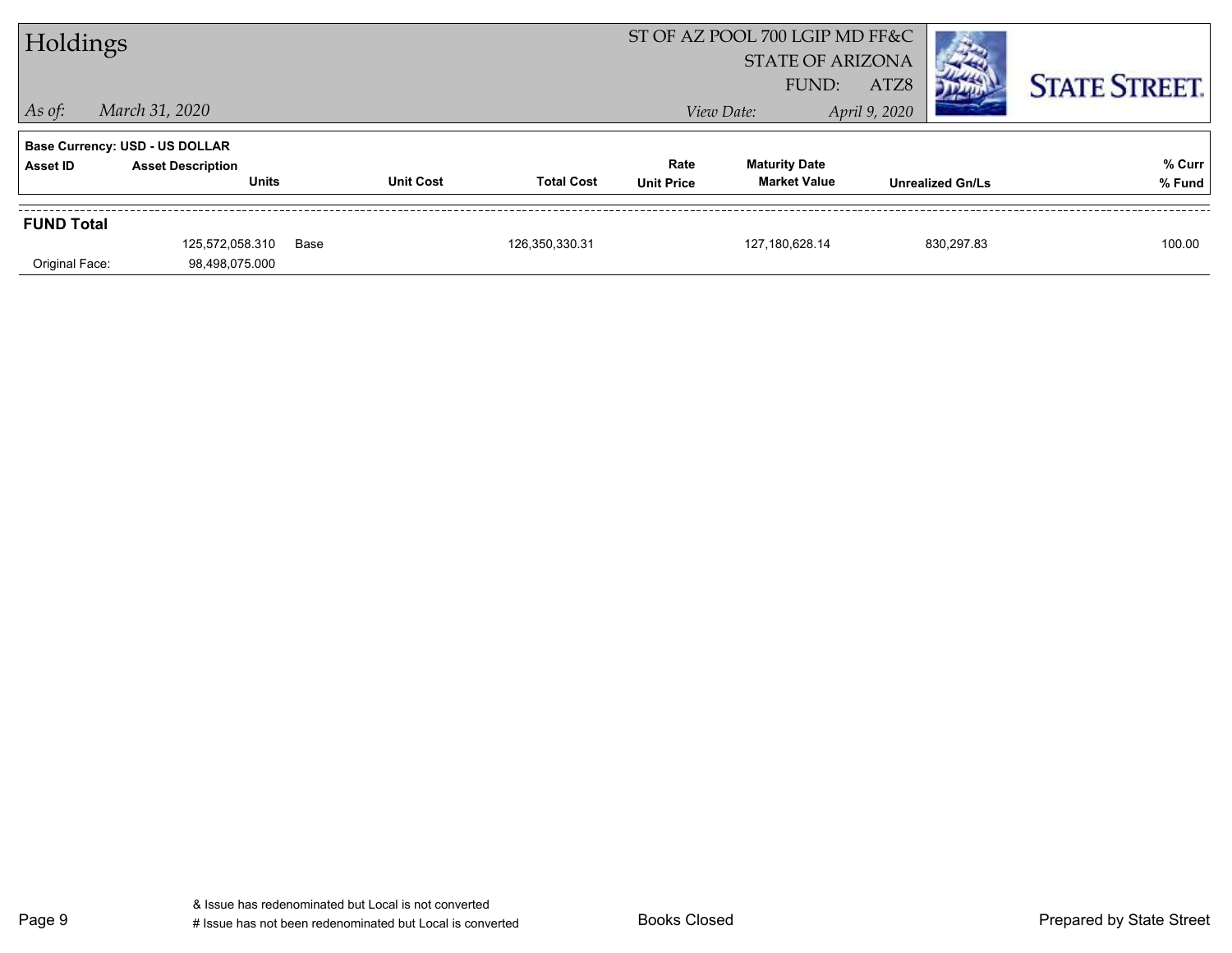# Holdings

ST OF AZ POOL 700 LGIP MD FF&C
STATE OF ARIZONA
FUND: ATZ8

*As of:* *March 31, 2020*

*View Date:* *April 9, 2020*

STATE STREET.

**Base Currency: USD - US DOLLAR**

| Asset ID | Asset Description / Units | | Unit Cost | Total Cost | Rate / Unit Price | Maturity Date / Market Value | Unrealized Gn/Ls | % Curr / % Fund |
|---|---|---|---|---|---|---|---|---|
| **FUND Total** | | | | | | | | |
| | 125,572,058.310 | Base | | 126,350,330.31 | | 127,180,628.14 | 830,297.83 | 100.00 |
| Original Face: | 98,498,075.000 | | | | | | | |

& Issue has redenominated but Local is not converted
# Issue has not been redenominated but Local is converted

Books Closed

Prepared by State Street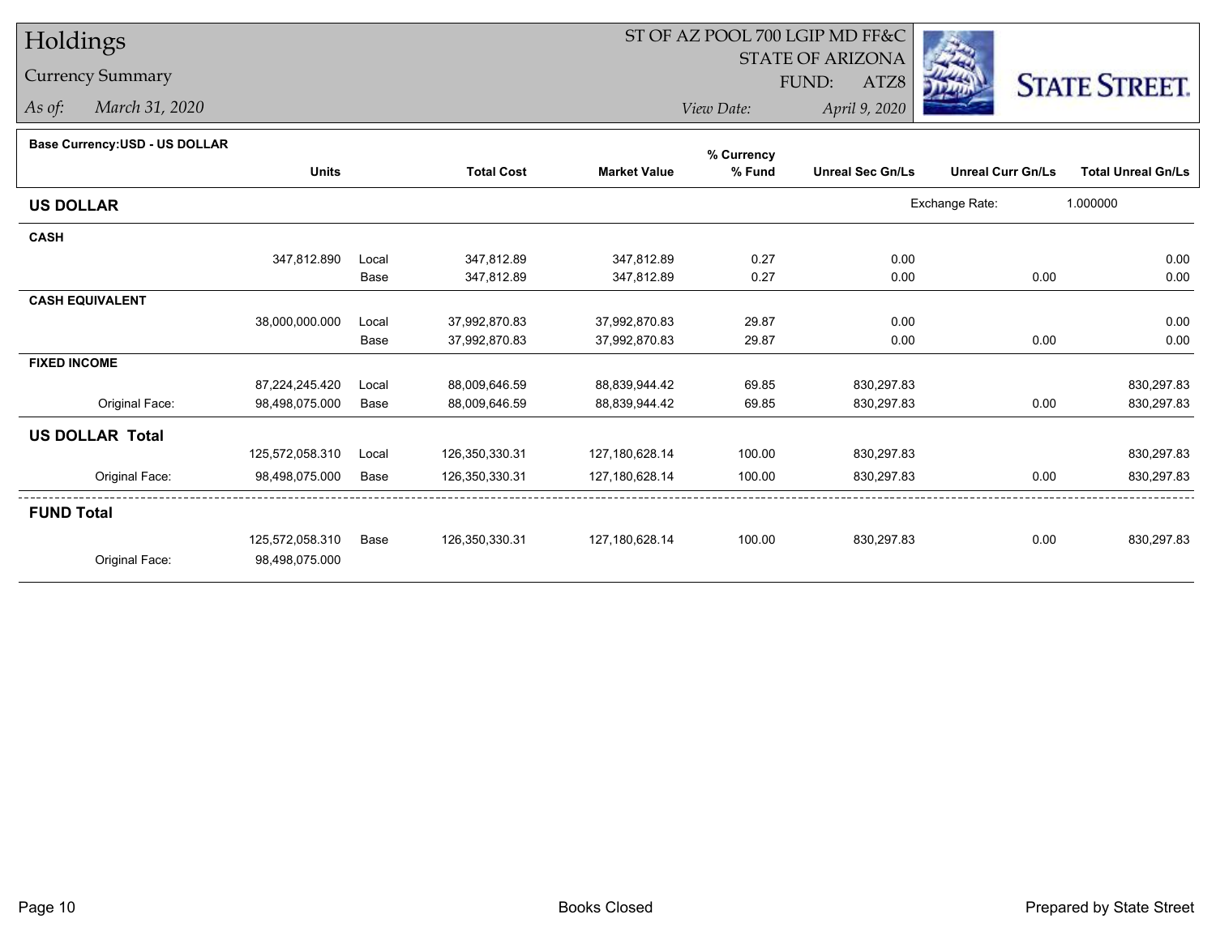# Holdings

## Currency Summary

*As of:* March 31, 2020

ST OF AZ POOL 700 LGIP MD FF&C
STATE OF ARIZONA
FUND: ATZ8
*View Date:* April 9, 2020

STATE STREET.

**Base Currency:USD - US DOLLAR**

| | Units | | Total Cost | Market Value | % Currency % Fund | Unreal Sec Gn/Ls | Unreal Curr Gn/Ls | Total Unreal Gn/Ls |
|---|---|---|---|---|---|---|---|---|
| **US DOLLAR** | | | | | | Exchange Rate: | 1.000000 | |
| **CASH** | | | | | | | | |
| | 347,812.890 | Local | 347,812.89 | 347,812.89 | 0.27 | 0.00 | | 0.00 |
| | | Base | 347,812.89 | 347,812.89 | 0.27 | 0.00 | 0.00 | 0.00 |
| **CASH EQUIVALENT** | | | | | | | | |
| | 38,000,000.000 | Local | 37,992,870.83 | 37,992,870.83 | 29.87 | 0.00 | | 0.00 |
| | | Base | 37,992,870.83 | 37,992,870.83 | 29.87 | 0.00 | 0.00 | 0.00 |
| **FIXED INCOME** | | | | | | | | |
| | 87,224,245.420 | Local | 88,009,646.59 | 88,839,944.42 | 69.85 | 830,297.83 | | 830,297.83 |
| Original Face: | 98,498,075.000 | Base | 88,009,646.59 | 88,839,944.42 | 69.85 | 830,297.83 | 0.00 | 830,297.83 |
| **US DOLLAR Total** | | | | | | | | |
| | 125,572,058.310 | Local | 126,350,330.31 | 127,180,628.14 | 100.00 | 830,297.83 | | 830,297.83 |
| Original Face: | 98,498,075.000 | Base | 126,350,330.31 | 127,180,628.14 | 100.00 | 830,297.83 | 0.00 | 830,297.83 |
| **FUND Total** | | | | | | | | |
| | 125,572,058.310 | Base | 126,350,330.31 | 127,180,628.14 | 100.00 | 830,297.83 | 0.00 | 830,297.83 |
| Original Face: | 98,498,075.000 | | | | | | | |

Books Closed

Prepared by State Street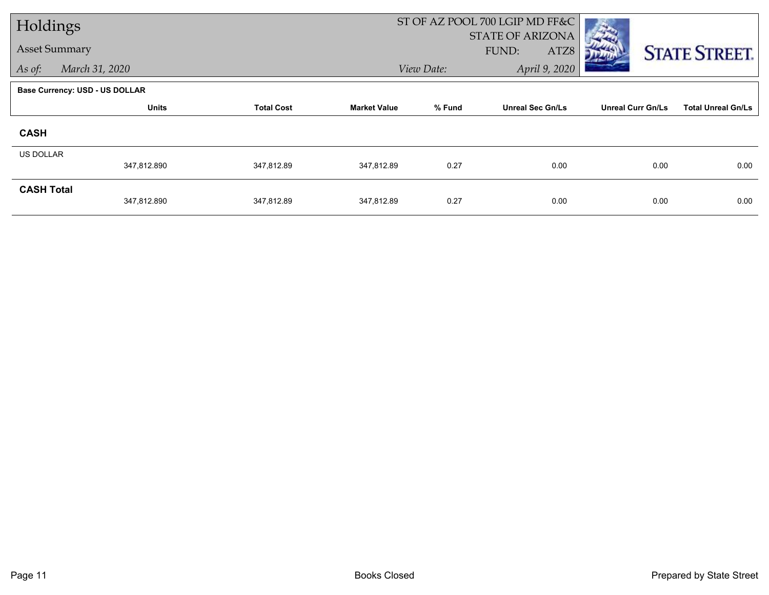# Holdings

## Asset Summary

*As of:* *March 31, 2020*

ST OF AZ POOL 700 LGIP MD FF&C
STATE OF ARIZONA
FUND: ATZ8

*View Date:* *April 9, 2020*

**Base Currency: USD - US DOLLAR**

| | Units | Total Cost | Market Value | % Fund | Unreal Sec Gn/Ls | Unreal Curr Gn/Ls | Total Unreal Gn/Ls |
|---|---|---|---|---|---|---|---|
| **CASH** | | | | | | | |
| US DOLLAR | 347,812.890 | 347,812.89 | 347,812.89 | 0.27 | 0.00 | 0.00 | 0.00 |
| **CASH Total** | 347,812.890 | 347,812.89 | 347,812.89 | 0.27 | 0.00 | 0.00 | 0.00 |

Books Closed

Prepared by State Street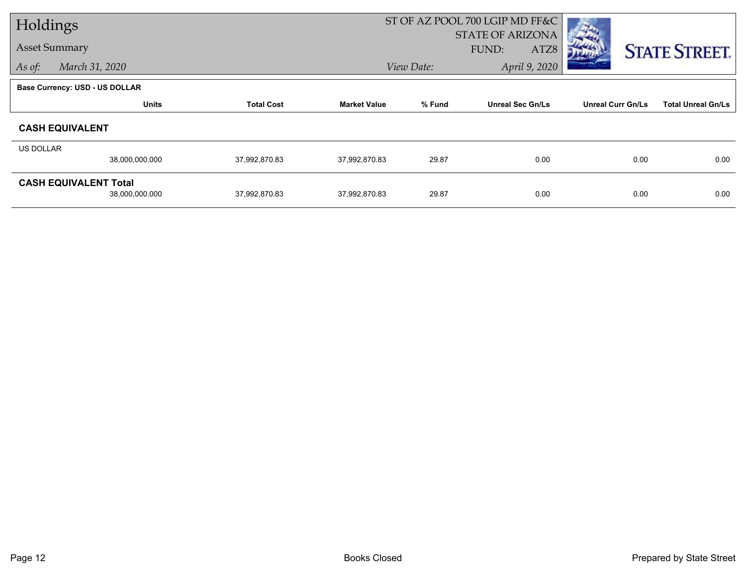# Holdings

## Asset Summary

*As of:* March 31, 2020

ST OF AZ POOL 700 LGIP MD FF&C
STATE OF ARIZONA
FUND: ATZ8

*View Date:* April 9, 2020

STATE STREET.

**Base Currency: USD - US DOLLAR**

| | Units | Total Cost | Market Value | % Fund | Unreal Sec Gn/Ls | Unreal Curr Gn/Ls | Total Unreal Gn/Ls |
|---|---|---|---|---|---|---|---|
| **CASH EQUIVALENT** | | | | | | | |
| US DOLLAR | 38,000,000.000 | 37,992,870.83 | 37,992,870.83 | 29.87 | 0.00 | 0.00 | 0.00 |
| **CASH EQUIVALENT Total** | 38,000,000.000 | 37,992,870.83 | 37,992,870.83 | 29.87 | 0.00 | 0.00 | 0.00 |

Books Closed

Prepared by State Street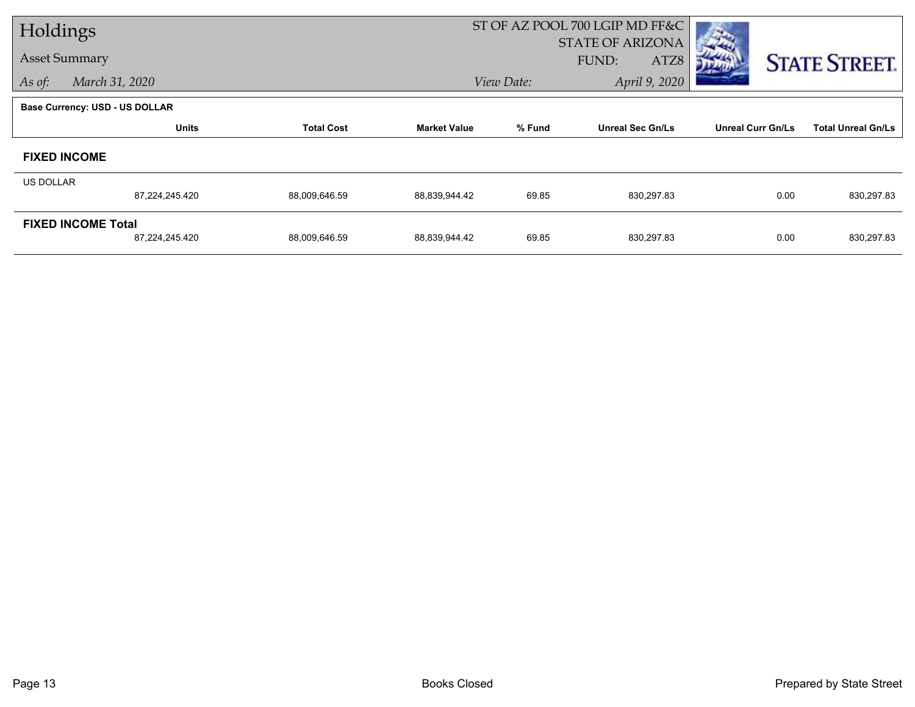# Holdings

## Asset Summary

*As of:* *March 31, 2020*

ST OF AZ POOL 700 LGIP MD FF&C
STATE OF ARIZONA
FUND: ATZ8
*View Date:* *April 9, 2020*

**Base Currency: USD - US DOLLAR**

| | Units | Total Cost | Market Value | % Fund | Unreal Sec Gn/Ls | Unreal Curr Gn/Ls | Total Unreal Gn/Ls |
|---|---|---|---|---|---|---|---|
| **FIXED INCOME** | | | | | | | |
| US DOLLAR | 87,224,245.420 | 88,009,646.59 | 88,839,944.42 | 69.85 | 830,297.83 | 0.00 | 830,297.83 |
| **FIXED INCOME Total** | 87,224,245.420 | 88,009,646.59 | 88,839,944.42 | 69.85 | 830,297.83 | 0.00 | 830,297.83 |

Books Closed

Prepared by State Street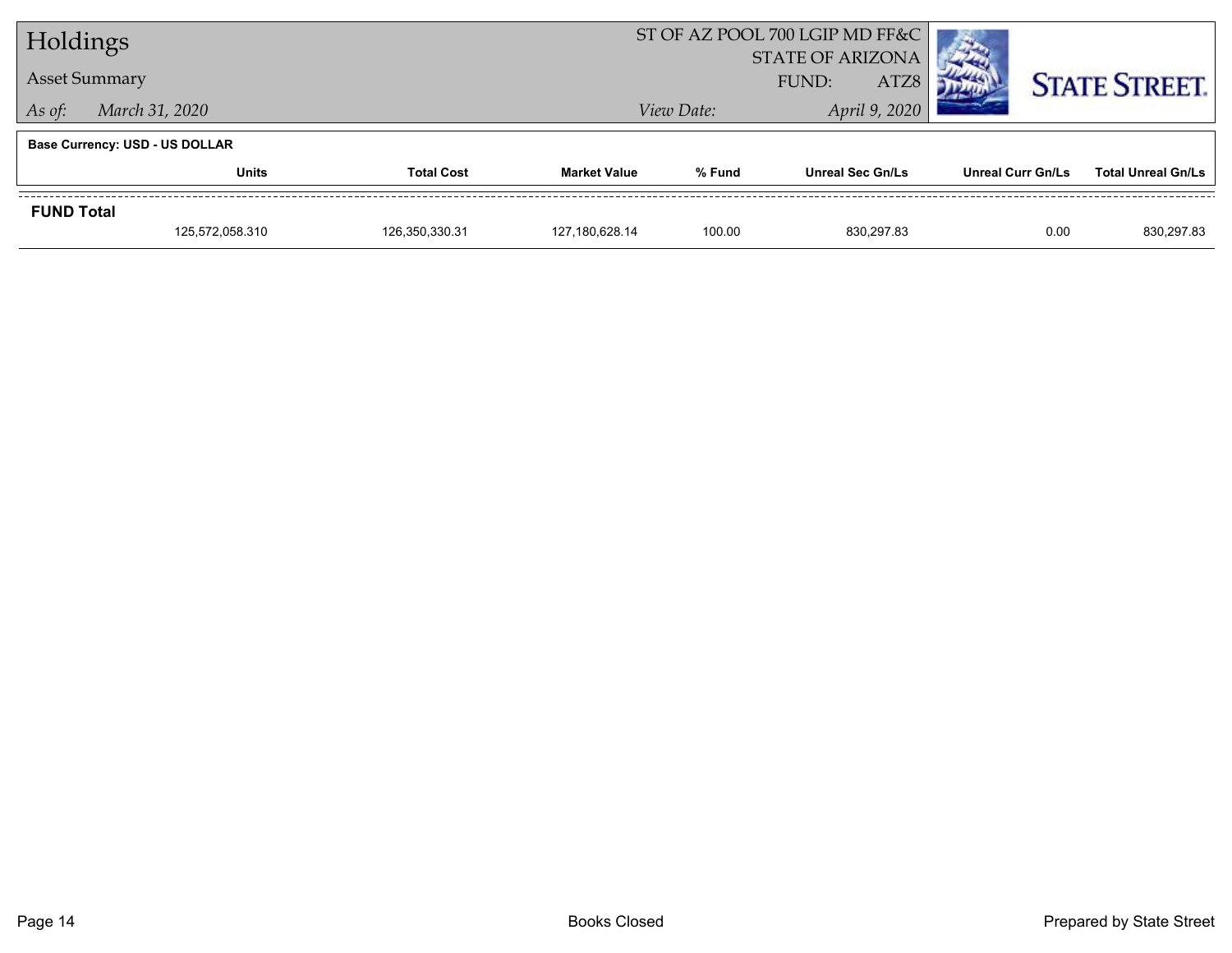# Holdings

**Asset Summary**

*As of: March 31, 2020*

ST OF AZ POOL 700 LGIP MD FF&C
STATE OF ARIZONA
FUND: ATZ8
*View Date: April 9, 2020*

**Base Currency: USD - US DOLLAR**

| | Units | Total Cost | Market Value | % Fund | Unreal Sec Gn/Ls | Unreal Curr Gn/Ls | Total Unreal Gn/Ls |
|---|---|---|---|---|---|---|---|
| **FUND Total** | | | | | | | |
| | 125,572,058.310 | 126,350,330.31 | 127,180,628.14 | 100.00 | 830,297.83 | 0.00 | 830,297.83 |

Books Closed

Prepared by State Street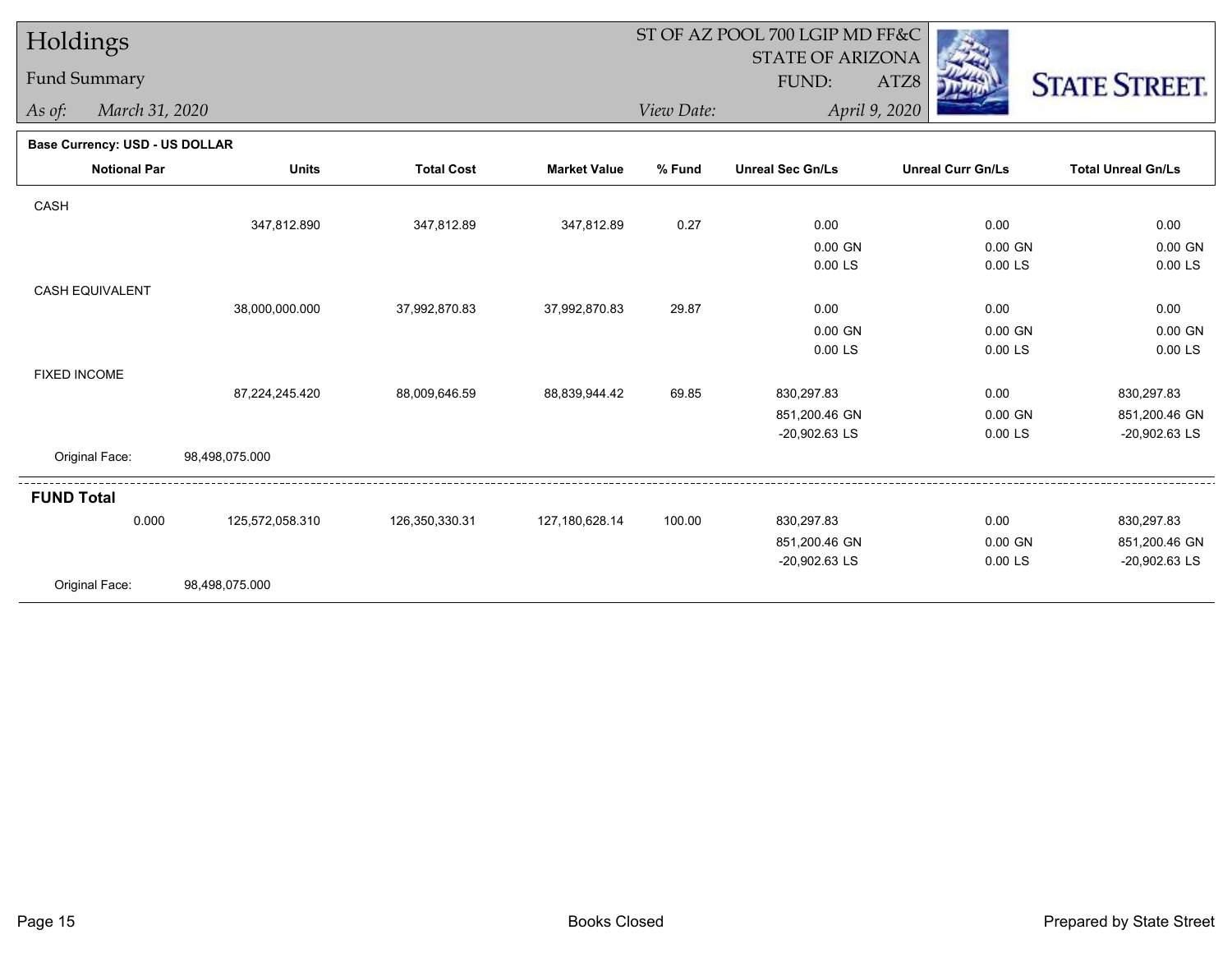# Holdings

Fund Summary

*As of: March 31, 2020*

ST OF AZ POOL 700 LGIP MD FF&C
STATE OF ARIZONA
FUND: ATZ8

*View Date: April 9, 2020*

STATE STREET.

**Base Currency: USD - US DOLLAR**

| Notional Par | Units | Total Cost | Market Value | % Fund | Unreal Sec Gn/Ls | Unreal Curr Gn/Ls | Total Unreal Gn/Ls |
|---|---|---|---|---|---|---|---|
| CASH | | | | | | | |
| | 347,812.890 | 347,812.89 | 347,812.89 | 0.27 | 0.00 | 0.00 | 0.00 |
| | | | | | 0.00 GN | 0.00 GN | 0.00 GN |
| | | | | | 0.00 LS | 0.00 LS | 0.00 LS |
| CASH EQUIVALENT | | | | | | | |
| | 38,000,000.000 | 37,992,870.83 | 37,992,870.83 | 29.87 | 0.00 | 0.00 | 0.00 |
| | | | | | 0.00 GN | 0.00 GN | 0.00 GN |
| | | | | | 0.00 LS | 0.00 LS | 0.00 LS |
| FIXED INCOME | | | | | | | |
| | 87,224,245.420 | 88,009,646.59 | 88,839,944.42 | 69.85 | 830,297.83 | 0.00 | 830,297.83 |
| | | | | | 851,200.46 GN | 0.00 GN | 851,200.46 GN |
| | | | | | -20,902.63 LS | 0.00 LS | -20,902.63 LS |
| Original Face: | 98,498,075.000 | | | | | | |
| **FUND Total** | | | | | | | |
| 0.000 | 125,572,058.310 | 126,350,330.31 | 127,180,628.14 | 100.00 | 830,297.83 | 0.00 | 830,297.83 |
| | | | | | 851,200.46 GN | 0.00 GN | 851,200.46 GN |
| | | | | | -20,902.63 LS | 0.00 LS | -20,902.63 LS |
| Original Face: | 98,498,075.000 | | | | | | |

Books Closed

Prepared by State Street